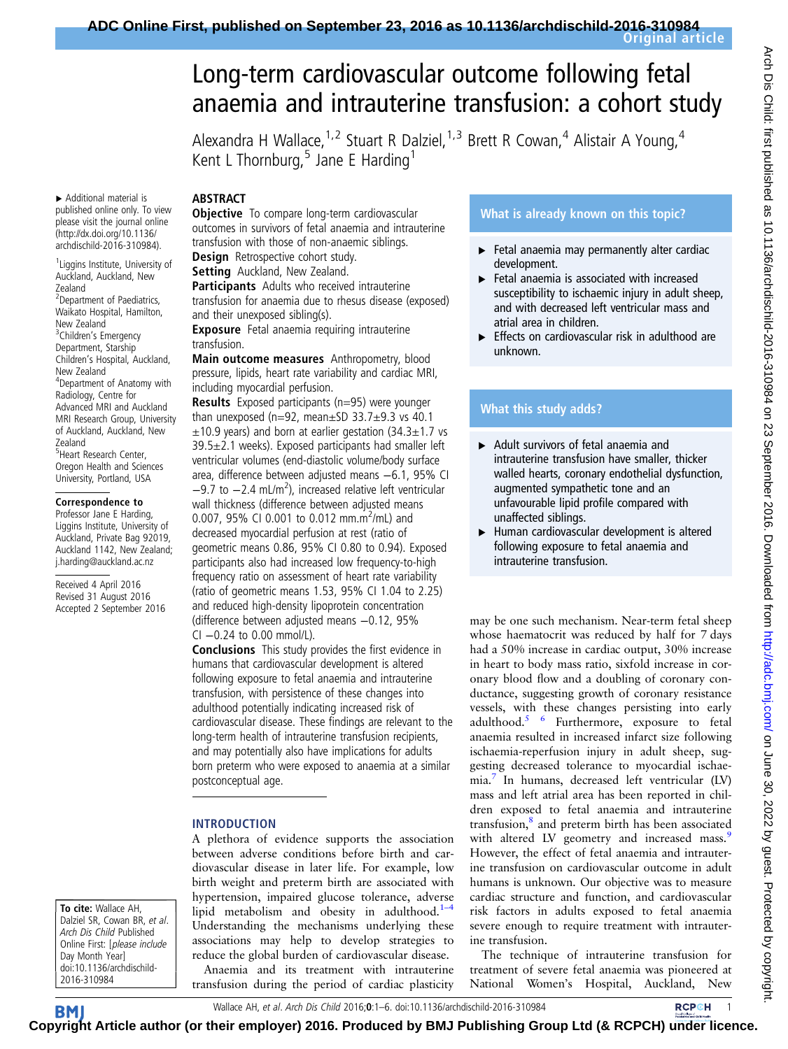# Long-term cardiovascular outcome following fetal anaemia and intrauterine transfusion: a cohort study

Alexandra H Wallace,[1,2] Stuart R Dalziel,[1,3] Brett R Cowan,[4] Alistair A Young,[4] Kent L Thornburg,[5] Jane E Harding[1]

▸ Additional material is published online only. To view please visit the journal online (http://dx.doi.org/10.1136/archdischild-2016-310984).

[1]Liggins Institute, University of Auckland, Auckland, New Zealand
[2]Department of Paediatrics, Waikato Hospital, Hamilton, New Zealand
[3]Children's Emergency Department, Starship Children's Hospital, Auckland, New Zealand
[4]Department of Anatomy with Radiology, Centre for Advanced MRI and Auckland MRI Research Group, University of Auckland, Auckland, New Zealand
[5]Heart Research Center, Oregon Health and Sciences University, Portland, USA

**Correspondence to**
Professor Jane E Harding, Liggins Institute, University of Auckland, Private Bag 92019, Auckland 1142, New Zealand; j.harding@auckland.ac.nz

Received 4 April 2016
Revised 31 August 2016
Accepted 2 September 2016

## ABSTRACT

**Objective** To compare long-term cardiovascular outcomes in survivors of fetal anaemia and intrauterine transfusion with those of non-anaemic siblings.

**Design** Retrospective cohort study.

**Setting** Auckland, New Zealand.

**Participants** Adults who received intrauterine transfusion for anaemia due to rhesus disease (exposed) and their unexposed sibling(s).

**Exposure** Fetal anaemia requiring intrauterine transfusion.

**Main outcome measures** Anthropometry, blood pressure, lipids, heart rate variability and cardiac MRI, including myocardial perfusion.

**Results** Exposed participants (n=95) were younger than unexposed (n=92, mean±SD 33.7±9.3 vs 40.1 ±10.9 years) and born at earlier gestation (34.3±1.7 vs 39.5±2.1 weeks). Exposed participants had smaller left ventricular volumes (end-diastolic volume/body surface area, difference between adjusted means −6.1, 95% CI −9.7 to −2.4 mL/m$^2$), increased relative left ventricular wall thickness (difference between adjusted means 0.007, 95% CI 0.001 to 0.012 mm.m$^2$/mL) and decreased myocardial perfusion at rest (ratio of geometric means 0.86, 95% CI 0.80 to 0.94). Exposed participants also had increased low frequency-to-high frequency ratio on assessment of heart rate variability (ratio of geometric means 1.53, 95% CI 1.04 to 2.25) and reduced high-density lipoprotein concentration (difference between adjusted means −0.12, 95% CI −0.24 to 0.00 mmol/L).

**Conclusions** This study provides the first evidence in humans that cardiovascular development is altered following exposure to fetal anaemia and intrauterine transfusion, with persistence of these changes into adulthood potentially indicating increased risk of cardiovascular disease. These findings are relevant to the long-term health of intrauterine transfusion recipients, and may potentially also have implications for adults born preterm who were exposed to anaemia at a similar postconceptual age.

**To cite:** Wallace AH, Dalziel SR, Cowan BR, *et al. Arch Dis Child* Published Online First: [*please include* Day Month Year] doi:10.1136/archdischild-2016-310984

### What is already known on this topic?

- Fetal anaemia may permanently alter cardiac development.
- Fetal anaemia is associated with increased susceptibility to ischaemic injury in adult sheep, and with decreased left ventricular mass and atrial area in children.
- Effects on cardiovascular risk in adulthood are unknown.

### What this study adds?

- Adult survivors of fetal anaemia and intrauterine transfusion have smaller, thicker walled hearts, coronary endothelial dysfunction, augmented sympathetic tone and an unfavourable lipid profile compared with unaffected siblings.
- Human cardiovascular development is altered following exposure to fetal anaemia and intrauterine transfusion.

## INTRODUCTION

A plethora of evidence supports the association between adverse conditions before birth and cardiovascular disease in later life. For example, low birth weight and preterm birth are associated with hypertension, impaired glucose tolerance, adverse lipid metabolism and obesity in adulthood.[1–4] Understanding the mechanisms underlying these associations may help to develop strategies to reduce the global burden of cardiovascular disease.

Anaemia and its treatment with intrauterine transfusion during the period of cardiac plasticity may be one such mechanism. Near-term fetal sheep whose haematocrit was reduced by half for 7 days had a 50% increase in cardiac output, 30% increase in heart to body mass ratio, sixfold increase in coronary blood flow and a doubling of coronary conductance, suggesting growth of coronary resistance vessels, with these changes persisting into early adulthood.[5 6] Furthermore, exposure to fetal anaemia resulted in increased infarct size following ischaemia-reperfusion injury in adult sheep, suggesting decreased tolerance to myocardial ischaemia.[7] In humans, decreased left ventricular (LV) mass and left atrial area has been reported in children exposed to fetal anaemia and intrauterine transfusion,[8] and preterm birth has been associated with altered LV geometry and increased mass.[9] However, the effect of fetal anaemia and intrauterine transfusion on cardiovascular outcome in adult humans is unknown. Our objective was to measure cardiac structure and function, and cardiovascular risk factors in adults exposed to fetal anaemia severe enough to require treatment with intrauterine transfusion.

The technique of intrauterine transfusion for treatment of severe fetal anaemia was pioneered at National Women's Hospital, Auckland, New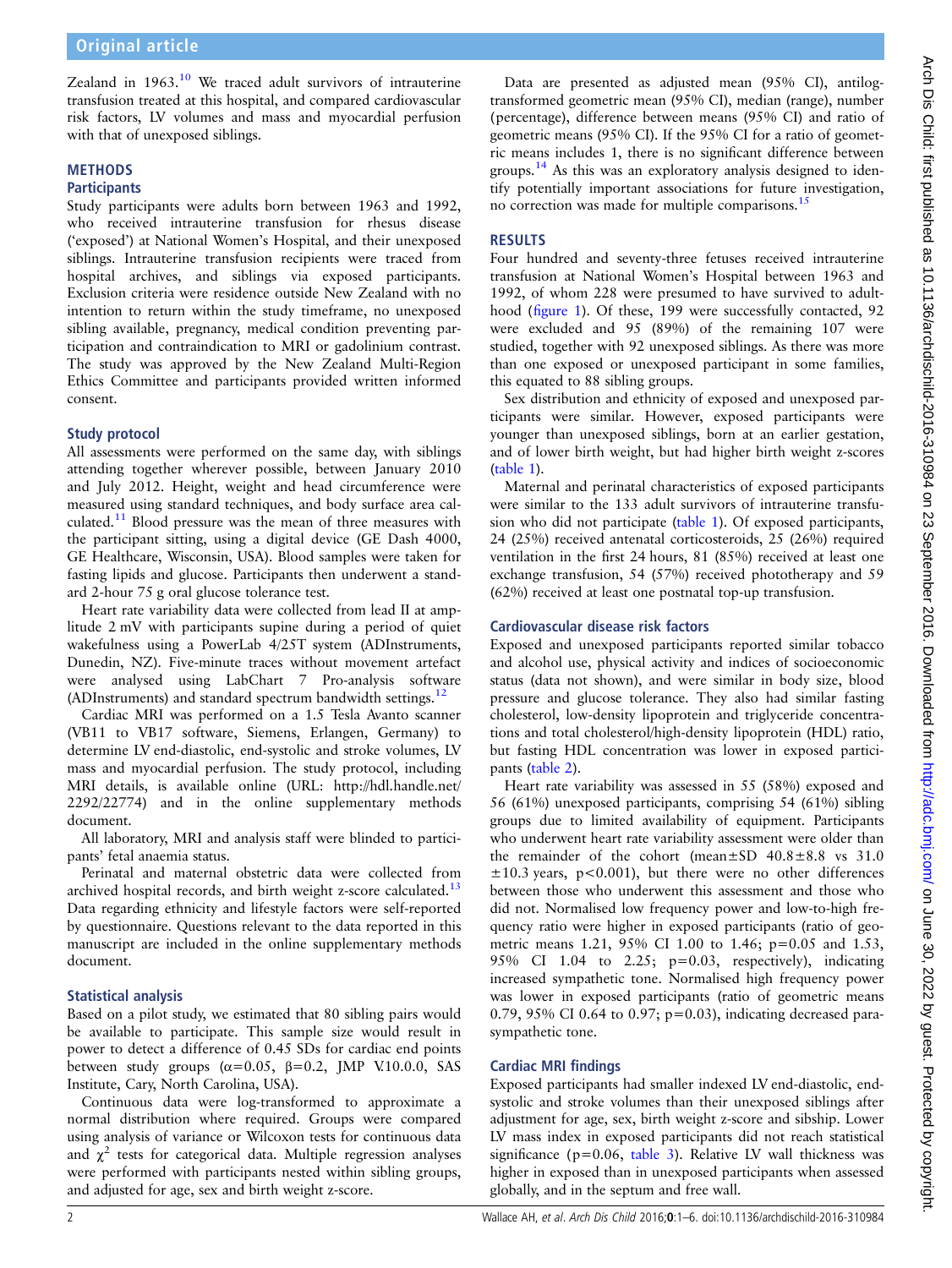Zealand in 1963.[10] We traced adult survivors of intrauterine transfusion treated at this hospital, and compared cardiovascular risk factors, LV volumes and mass and myocardial perfusion with that of unexposed siblings.

## METHODS

### Participants

Study participants were adults born between 1963 and 1992, who received intrauterine transfusion for rhesus disease ('exposed') at National Women's Hospital, and their unexposed siblings. Intrauterine transfusion recipients were traced from hospital archives, and siblings via exposed participants. Exclusion criteria were residence outside New Zealand with no intention to return within the study timeframe, no unexposed sibling available, pregnancy, medical condition preventing participation and contraindication to MRI or gadolinium contrast. The study was approved by the New Zealand Multi-Region Ethics Committee and participants provided written informed consent.

### Study protocol

All assessments were performed on the same day, with siblings attending together wherever possible, between January 2010 and July 2012. Height, weight and head circumference were measured using standard techniques, and body surface area calculated.[11] Blood pressure was the mean of three measures with the participant sitting, using a digital device (GE Dash 4000, GE Healthcare, Wisconsin, USA). Blood samples were taken for fasting lipids and glucose. Participants then underwent a standard 2-hour 75 g oral glucose tolerance test.

Heart rate variability data were collected from lead II at amplitude 2 mV with participants supine during a period of quiet wakefulness using a PowerLab 4/25T system (ADInstruments, Dunedin, NZ). Five-minute traces without movement artefact were analysed using LabChart 7 Pro-analysis software (ADInstruments) and standard spectrum bandwidth settings.[12]

Cardiac MRI was performed on a 1.5 Tesla Avanto scanner (VB11 to VB17 software, Siemens, Erlangen, Germany) to determine LV end-diastolic, end-systolic and stroke volumes, LV mass and myocardial perfusion. The study protocol, including MRI details, is available online (URL: http://hdl.handle.net/2292/22774) and in the online supplementary methods document.

All laboratory, MRI and analysis staff were blinded to participants' fetal anaemia status.

Perinatal and maternal obstetric data were collected from archived hospital records, and birth weight z-score calculated.[13] Data regarding ethnicity and lifestyle factors were self-reported by questionnaire. Questions relevant to the data reported in this manuscript are included in the online supplementary methods document.

### Statistical analysis

Based on a pilot study, we estimated that 80 sibling pairs would be available to participate. This sample size would result in power to detect a difference of 0.45 SDs for cardiac end points between study groups ($\alpha$=0.05, $\beta$=0.2, JMP V.10.0.0, SAS Institute, Cary, North Carolina, USA).

Continuous data were log-transformed to approximate a normal distribution where required. Groups were compared using analysis of variance or Wilcoxon tests for continuous data and $\chi^2$ tests for categorical data. Multiple regression analyses were performed with participants nested within sibling groups, and adjusted for age, sex and birth weight z-score.

Data are presented as adjusted mean (95% CI), antilog-transformed geometric mean (95% CI), median (range), number (percentage), difference between means (95% CI) and ratio of geometric means (95% CI). If the 95% CI for a ratio of geometric means includes 1, there is no significant difference between groups.[14] As this was an exploratory analysis designed to identify potentially important associations for future investigation, no correction was made for multiple comparisons.[15]

## RESULTS

Four hundred and seventy-three fetuses received intrauterine transfusion at National Women's Hospital between 1963 and 1992, of whom 228 were presumed to have survived to adulthood (figure 1). Of these, 199 were successfully contacted, 92 were excluded and 95 (89%) of the remaining 107 were studied, together with 92 unexposed siblings. As there was more than one exposed or unexposed participant in some families, this equated to 88 sibling groups.

Sex distribution and ethnicity of exposed and unexposed participants were similar. However, exposed participants were younger than unexposed siblings, born at an earlier gestation, and of lower birth weight, but had higher birth weight z-scores (table 1).

Maternal and perinatal characteristics of exposed participants were similar to the 133 adult survivors of intrauterine transfusion who did not participate (table 1). Of exposed participants, 24 (25%) received antenatal corticosteroids, 25 (26%) required ventilation in the first 24 hours, 81 (85%) received at least one exchange transfusion, 54 (57%) received phototherapy and 59 (62%) received at least one postnatal top-up transfusion.

### Cardiovascular disease risk factors

Exposed and unexposed participants reported similar tobacco and alcohol use, physical activity and indices of socioeconomic status (data not shown), and were similar in body size, blood pressure and glucose tolerance. They also had similar fasting cholesterol, low-density lipoprotein and triglyceride concentrations and total cholesterol/high-density lipoprotein (HDL) ratio, but fasting HDL concentration was lower in exposed participants (table 2).

Heart rate variability was assessed in 55 (58%) exposed and 56 (61%) unexposed participants, comprising 54 (61%) sibling groups due to limited availability of equipment. Participants who underwent heart rate variability assessment were older than the remainder of the cohort (mean±SD 40.8±8.8 vs 31.0 ±10.3 years, p<0.001), but there were no other differences between those who underwent this assessment and those who did not. Normalised low frequency power and low-to-high frequency ratio were higher in exposed participants (ratio of geometric means 1.21, 95% CI 1.00 to 1.46; p=0.05 and 1.53, 95% CI 1.04 to 2.25; p=0.03, respectively), indicating increased sympathetic tone. Normalised high frequency power was lower in exposed participants (ratio of geometric means 0.79, 95% CI 0.64 to 0.97; p=0.03), indicating decreased parasympathetic tone.

### Cardiac MRI findings

Exposed participants had smaller indexed LV end-diastolic, end-systolic and stroke volumes than their unexposed siblings after adjustment for age, sex, birth weight z-score and sibship. Lower LV mass index in exposed participants did not reach statistical significance (p=0.06, table 3). Relative LV wall thickness was higher in exposed than in unexposed participants when assessed globally, and in the septum and free wall.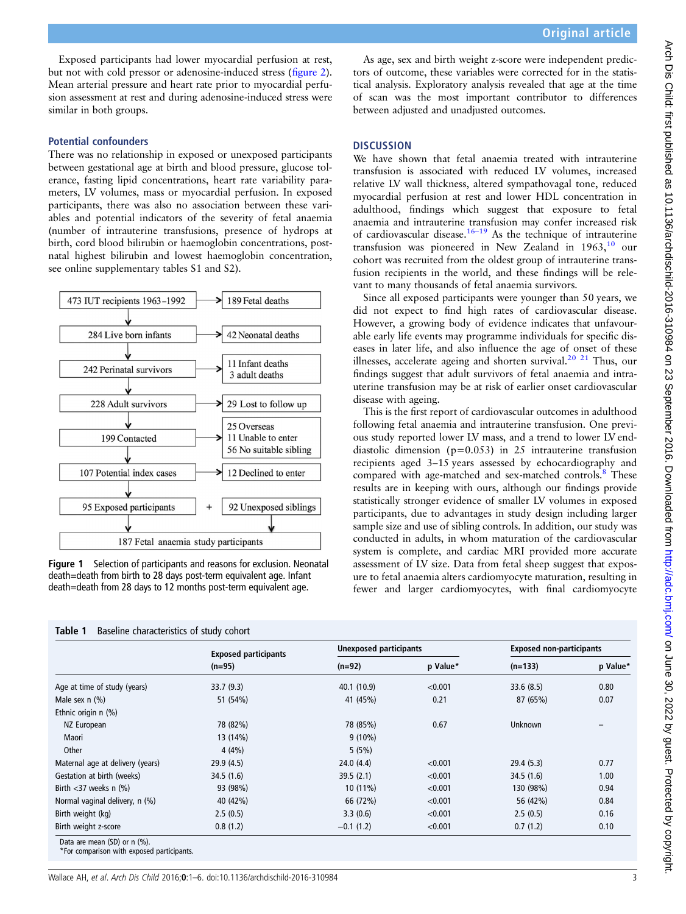Exposed participants had lower myocardial perfusion at rest, but not with cold pressor or adenosine-induced stress (figure 2). Mean arterial pressure and heart rate prior to myocardial perfusion assessment at rest and during adenosine-induced stress were similar in both groups.

### Potential confounders

There was no relationship in exposed or unexposed participants between gestational age at birth and blood pressure, glucose tolerance, fasting lipid concentrations, heart rate variability parameters, LV volumes, mass or myocardial perfusion. In exposed participants, there was also no association between these variables and potential indicators of the severity of fetal anaemia (number of intrauterine transfusions, presence of hydrops at birth, cord blood bilirubin or haemoglobin concentrations, postnatal highest bilirubin and lowest haemoglobin concentration, see online supplementary tables S1 and S2).

- 473 IUT recipients 1963–1992 → 189 Fetal deaths
- 284 Live born infants → 42 Neonatal deaths
- 242 Perinatal survivors → 11 Infant deaths, 3 adult deaths
- 228 Adult survivors → 29 Lost to follow up
- 199 Contacted → 25 Overseas, 11 Unable to enter, 56 No suitable sibling
- 107 Potential index cases → 12 Declined to enter
- 95 Exposed participants + 92 Unexposed siblings
- 187 Fetal anaemia study participants

**Figure 1** Selection of participants and reasons for exclusion. Neonatal death=death from birth to 28 days post-term equivalent age. Infant death=death from 28 days to 12 months post-term equivalent age.

As age, sex and birth weight z-score were independent predictors of outcome, these variables were corrected for in the statistical analysis. Exploratory analysis revealed that age at the time of scan was the most important contributor to differences between adjusted and unadjusted outcomes.

## DISCUSSION

We have shown that fetal anaemia treated with intrauterine transfusion is associated with reduced LV volumes, increased relative LV wall thickness, altered sympathovagal tone, reduced myocardial perfusion at rest and lower HDL concentration in adulthood, findings which suggest that exposure to fetal anaemia and intrauterine transfusion may confer increased risk of cardiovascular disease.[16–19] As the technique of intrauterine transfusion was pioneered in New Zealand in 1963,[10] our cohort was recruited from the oldest group of intrauterine transfusion recipients in the world, and these findings will be relevant to many thousands of fetal anaemia survivors.

Since all exposed participants were younger than 50 years, we did not expect to find high rates of cardiovascular disease. However, a growing body of evidence indicates that unfavourable early life events may programme individuals for specific diseases in later life, and also influence the age of onset of these illnesses, accelerate ageing and shorten survival.[20 21] Thus, our findings suggest that adult survivors of fetal anaemia and intrauterine transfusion may be at risk of earlier onset cardiovascular disease with ageing.

This is the first report of cardiovascular outcomes in adulthood following fetal anaemia and intrauterine transfusion. One previous study reported lower LV mass, and a trend to lower LV end-diastolic dimension (p=0.053) in 25 intrauterine transfusion recipients aged 3–15 years assessed by echocardiography and compared with age-matched and sex-matched controls.[8] These results are in keeping with ours, although our findings provide statistically stronger evidence of smaller LV volumes in exposed participants, due to advantages in study design including larger sample size and use of sibling controls. In addition, our study was conducted in adults, in whom maturation of the cardiovascular system is complete, and cardiac MRI provided more accurate assessment of LV size. Data from fetal sheep suggest that exposure to fetal anaemia alters cardiomyocyte maturation, resulting in fewer and larger cardiomyocytes, with final cardiomyocyte

**Table 1** Baseline characteristics of study cohort

| | Exposed participants | Unexposed participants | | Exposed non-participants | |
|---|---|---|---|---|---|
| | (n=95) | (n=92) | p Value* | (n=133) | p Value* |
| Age at time of study (years) | 33.7 (9.3) | 40.1 (10.9) | <0.001 | 33.6 (8.5) | 0.80 |
| Male sex n (%) | 51 (54%) | 41 (45%) | 0.21 | 87 (65%) | 0.07 |
| Ethnic origin n (%) | | | | | |
| NZ European | 78 (82%) | 78 (85%) | 0.67 | Unknown | – |
| Maori | 13 (14%) | 9 (10%) | | | |
| Other | 4 (4%) | 5 (5%) | | | |
| Maternal age at delivery (years) | 29.9 (4.5) | 24.0 (4.4) | <0.001 | 29.4 (5.3) | 0.77 |
| Gestation at birth (weeks) | 34.5 (1.6) | 39.5 (2.1) | <0.001 | 34.5 (1.6) | 1.00 |
| Birth <37 weeks n (%) | 93 (98%) | 10 (11%) | <0.001 | 130 (98%) | 0.94 |
| Normal vaginal delivery, n (%) | 40 (42%) | 66 (72%) | <0.001 | 56 (42%) | 0.84 |
| Birth weight (kg) | 2.5 (0.5) | 3.3 (0.6) | <0.001 | 2.5 (0.5) | 0.16 |
| Birth weight z-score | 0.8 (1.2) | −0.1 (1.2) | <0.001 | 0.7 (1.2) | 0.10 |

Data are mean (SD) or n (%).
*For comparison with exposed participants.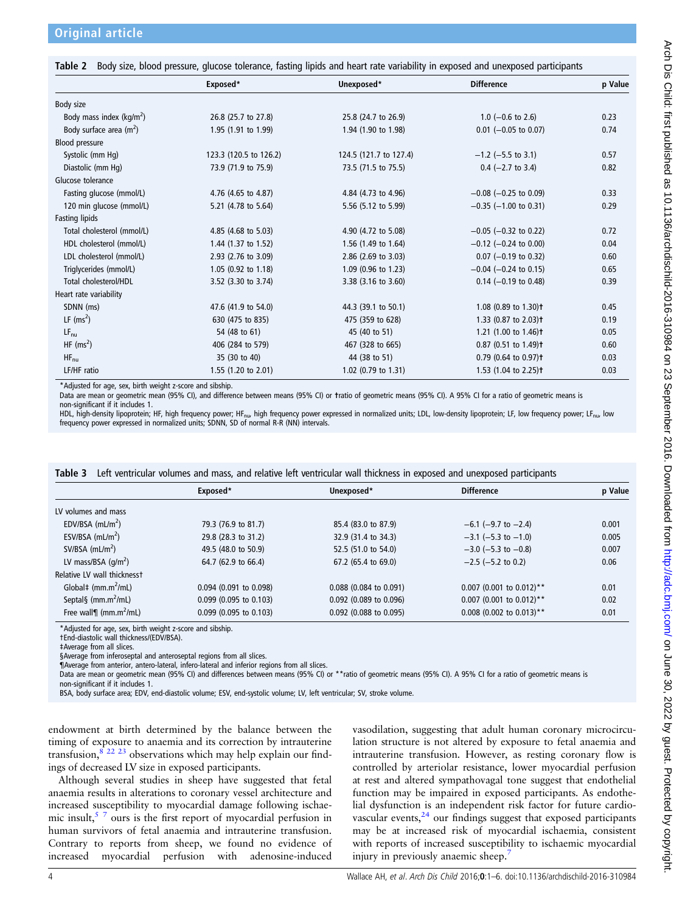**Table 2** Body size, blood pressure, glucose tolerance, fasting lipids and heart rate variability in exposed and unexposed participants

| | Exposed* | Unexposed* | Difference | p Value |
|---|---|---|---|---|
| Body size | | | | |
| Body mass index (kg/m$^2$) | 26.8 (25.7 to 27.8) | 25.8 (24.7 to 26.9) | 1.0 (−0.6 to 2.6) | 0.23 |
| Body surface area (m$^2$) | 1.95 (1.91 to 1.99) | 1.94 (1.90 to 1.98) | 0.01 (−0.05 to 0.07) | 0.74 |
| Blood pressure | | | | |
| Systolic (mm Hg) | 123.3 (120.5 to 126.2) | 124.5 (121.7 to 127.4) | −1.2 (−5.5 to 3.1) | 0.57 |
| Diastolic (mm Hg) | 73.9 (71.9 to 75.9) | 73.5 (71.5 to 75.5) | 0.4 (−2.7 to 3.4) | 0.82 |
| Glucose tolerance | | | | |
| Fasting glucose (mmol/L) | 4.76 (4.65 to 4.87) | 4.84 (4.73 to 4.96) | −0.08 (−0.25 to 0.09) | 0.33 |
| 120 min glucose (mmol/L) | 5.21 (4.78 to 5.64) | 5.56 (5.12 to 5.99) | −0.35 (−1.00 to 0.31) | 0.29 |
| Fasting lipids | | | | |
| Total cholesterol (mmol/L) | 4.85 (4.68 to 5.03) | 4.90 (4.72 to 5.08) | −0.05 (−0.32 to 0.22) | 0.72 |
| HDL cholesterol (mmol/L) | 1.44 (1.37 to 1.52) | 1.56 (1.49 to 1.64) | −0.12 (−0.24 to 0.00) | 0.04 |
| LDL cholesterol (mmol/L) | 2.93 (2.76 to 3.09) | 2.86 (2.69 to 3.03) | 0.07 (−0.19 to 0.32) | 0.60 |
| Triglycerides (mmol/L) | 1.05 (0.92 to 1.18) | 1.09 (0.96 to 1.23) | −0.04 (−0.24 to 0.15) | 0.65 |
| Total cholesterol/HDL | 3.52 (3.30 to 3.74) | 3.38 (3.16 to 3.60) | 0.14 (−0.19 to 0.48) | 0.39 |
| Heart rate variability | | | | |
| SDNN (ms) | 47.6 (41.9 to 54.0) | 44.3 (39.1 to 50.1) | 1.08 (0.89 to 1.30)† | 0.45 |
| LF (ms$^2$) | 630 (475 to 835) | 475 (359 to 628) | 1.33 (0.87 to 2.03)† | 0.19 |
| $LF_{nu}$ | 54 (48 to 61) | 45 (40 to 51) | 1.21 (1.00 to 1.46)† | 0.05 |
| HF (ms$^2$) | 406 (284 to 579) | 467 (328 to 665) | 0.87 (0.51 to 1.49)† | 0.60 |
| $HF_{nu}$ | 35 (30 to 40) | 44 (38 to 51) | 0.79 (0.64 to 0.97)† | 0.03 |
| LF/HF ratio | 1.55 (1.20 to 2.01) | 1.02 (0.79 to 1.31) | 1.53 (1.04 to 2.25)† | 0.03 |

*Adjusted for age, sex, birth weight z-score and sibship.
Data are mean or geometric mean (95% CI), and difference between means (95% CI) or †ratio of geometric means (95% CI). A 95% CI for a ratio of geometric means is non-significant if it includes 1.
HDL, high-density lipoprotein; HF, high frequency power; $HF_{nu}$, high frequency power expressed in normalized units; LDL, low-density lipoprotein; LF, low frequency power; $LF_{nu}$, low frequency power expressed in normalized units; SDNN, SD of normal R-R (NN) intervals.

**Table 3** Left ventricular volumes and mass, and relative left ventricular wall thickness in exposed and unexposed participants

| | Exposed* | Unexposed* | Difference | p Value |
|---|---|---|---|---|
| LV volumes and mass | | | | |
| EDV/BSA (mL/m$^2$) | 79.3 (76.9 to 81.7) | 85.4 (83.0 to 87.9) | −6.1 (−9.7 to −2.4) | 0.001 |
| ESV/BSA (mL/m$^2$) | 29.8 (28.3 to 31.2) | 32.9 (31.4 to 34.3) | −3.1 (−5.3 to −1.0) | 0.005 |
| SV/BSA (mL/m$^2$) | 49.5 (48.0 to 50.9) | 52.5 (51.0 to 54.0) | −3.0 (−5.3 to −0.8) | 0.007 |
| LV mass/BSA (g/m$^2$) | 64.7 (62.9 to 66.4) | 67.2 (65.4 to 69.0) | −2.5 (−5.2 to 0.2) | 0.06 |
| Relative LV wall thickness† | | | | |
| Global‡ (mm.m$^2$/mL) | 0.094 (0.091 to 0.098) | 0.088 (0.084 to 0.091) | 0.007 (0.001 to 0.012)** | 0.01 |
| Septal§ (mm.m$^2$/mL) | 0.099 (0.095 to 0.103) | 0.092 (0.089 to 0.096) | 0.007 (0.001 to 0.012)** | 0.02 |
| Free wall¶ (mm.m$^2$/mL) | 0.099 (0.095 to 0.103) | 0.092 (0.088 to 0.095) | 0.008 (0.002 to 0.013)** | 0.01 |

*Adjusted for age, sex, birth weight z-score and sibship.
†End-diastolic wall thickness/(EDV/BSA).
‡Average from all slices.
§Average from inferoseptal and anteroseptal regions from all slices.
¶Average from anterior, antero-lateral, infero-lateral and inferior regions from all slices.
Data are mean or geometric mean (95% CI) and differences between means (95% CI) or **ratio of geometric means (95% CI). A 95% CI for a ratio of geometric means is non-significant if it includes 1.
BSA, body surface area; EDV, end-diastolic volume; ESV, end-systolic volume; LV, left ventricular; SV, stroke volume.

endowment at birth determined by the balance between the timing of exposure to anaemia and its correction by intrauterine transfusion,[8 22 23] observations which may help explain our findings of decreased LV size in exposed participants.

Although several studies in sheep have suggested that fetal anaemia results in alterations to coronary vessel architecture and increased susceptibility to myocardial damage following ischaemic insult,[5 7] ours is the first report of myocardial perfusion in human survivors of fetal anaemia and intrauterine transfusion. Contrary to reports from sheep, we found no evidence of increased myocardial perfusion with adenosine-induced vasodilation, suggesting that adult human coronary microcirculation structure is not altered by exposure to fetal anaemia and intrauterine transfusion. However, as resting coronary flow is controlled by arteriolar resistance, lower myocardial perfusion at rest and altered sympathovagal tone suggest that endothelial function may be impaired in exposed participants. As endothelial dysfunction is an independent risk factor for future cardiovascular events,[24] our findings suggest that exposed participants may be at increased risk of myocardial ischaemia, consistent with reports of increased susceptibility to ischaemic myocardial injury in previously anaemic sheep.[7]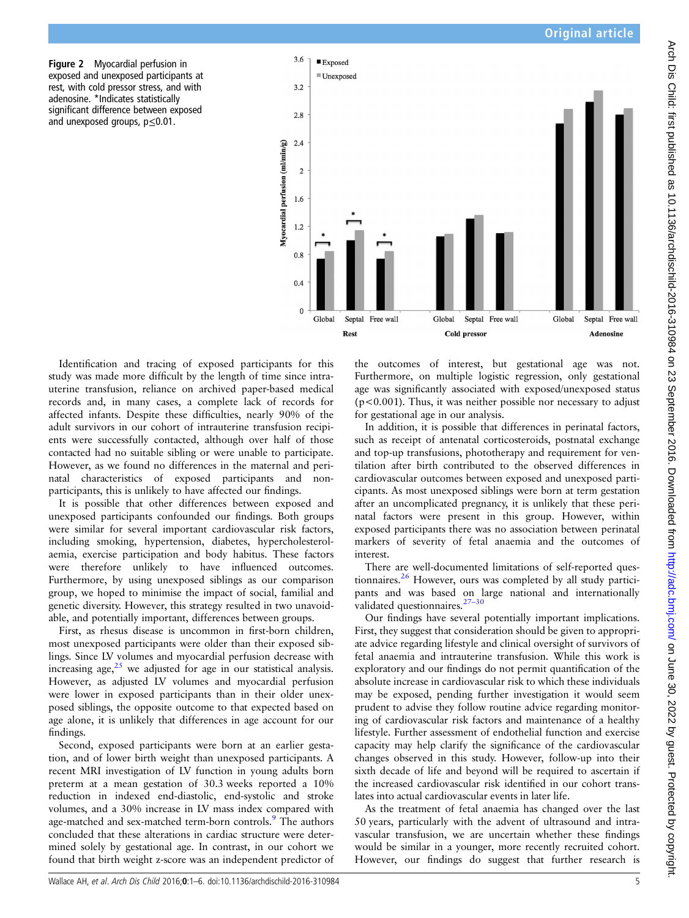Figure 2 Myocardial perfusion in exposed and unexposed participants at rest, with cold pressor stress, and with adenosine. *Indicates statistically significant difference between exposed and unexposed groups, p≤0.01.

Identification and tracing of exposed participants for this study was made more difficult by the length of time since intrauterine transfusion, reliance on archived paper-based medical records and, in many cases, a complete lack of records for affected infants. Despite these difficulties, nearly 90% of the adult survivors in our cohort of intrauterine transfusion recipients were successfully contacted, although over half of those contacted had no suitable sibling or were unable to participate. However, as we found no differences in the maternal and perinatal characteristics of exposed participants and non-participants, this is unlikely to have affected our findings.

It is possible that other differences between exposed and unexposed participants confounded our findings. Both groups were similar for several important cardiovascular risk factors, including smoking, hypertension, diabetes, hypercholesterolaemia, exercise participation and body habitus. These factors were therefore unlikely to have influenced outcomes. Furthermore, by using unexposed siblings as our comparison group, we hoped to minimise the impact of social, familial and genetic diversity. However, this strategy resulted in two unavoidable, and potentially important, differences between groups.

First, as rhesus disease is uncommon in first-born children, most unexposed participants were older than their exposed siblings. Since LV volumes and myocardial perfusion decrease with increasing age,[25] we adjusted for age in our statistical analysis. However, as adjusted LV volumes and myocardial perfusion were lower in exposed participants than in their older unexposed siblings, the opposite outcome to that expected based on age alone, it is unlikely that differences in age account for our findings.

Second, exposed participants were born at an earlier gestation, and of lower birth weight than unexposed participants. A recent MRI investigation of LV function in young adults born preterm at a mean gestation of 30.3 weeks reported a 10% reduction in indexed end-diastolic, end-systolic and stroke volumes, and a 30% increase in LV mass index compared with age-matched and sex-matched term-born controls.[9] The authors concluded that these alterations in cardiac structure were determined solely by gestational age. In contrast, in our cohort we found that birth weight z-score was an independent predictor of the outcomes of interest, but gestational age was not. Furthermore, on multiple logistic regression, only gestational age was significantly associated with exposed/unexposed status ($p<0.001$). Thus, it was neither possible nor necessary to adjust for gestational age in our analysis.

In addition, it is possible that differences in perinatal factors, such as receipt of antenatal corticosteroids, postnatal exchange and top-up transfusions, phototherapy and requirement for ventilation after birth contributed to the observed differences in cardiovascular outcomes between exposed and unexposed participants. As most unexposed siblings were born at term gestation after an uncomplicated pregnancy, it is unlikely that these perinatal factors were present in this group. However, within exposed participants there was no association between perinatal markers of severity of fetal anaemia and the outcomes of interest.

There are well-documented limitations of self-reported questionnaires.[26] However, ours was completed by all study participants and was based on large national and internationally validated questionnaires.[27–30]

Our findings have several potentially important implications. First, they suggest that consideration should be given to appropriate advice regarding lifestyle and clinical oversight of survivors of fetal anaemia and intrauterine transfusion. While this work is exploratory and our findings do not permit quantification of the absolute increase in cardiovascular risk to which these individuals may be exposed, pending further investigation it would seem prudent to advise they follow routine advice regarding monitoring of cardiovascular risk factors and maintenance of a healthy lifestyle. Further assessment of endothelial function and exercise capacity may help clarify the significance of the cardiovascular changes observed in this study. However, follow-up into their sixth decade of life and beyond will be required to ascertain if the increased cardiovascular risk identified in our cohort translates into actual cardiovascular events in later life.

As the treatment of fetal anaemia has changed over the last 50 years, particularly with the advent of ultrasound and intravascular transfusion, we are uncertain whether these findings would be similar in a younger, more recently recruited cohort. However, our findings do suggest that further research is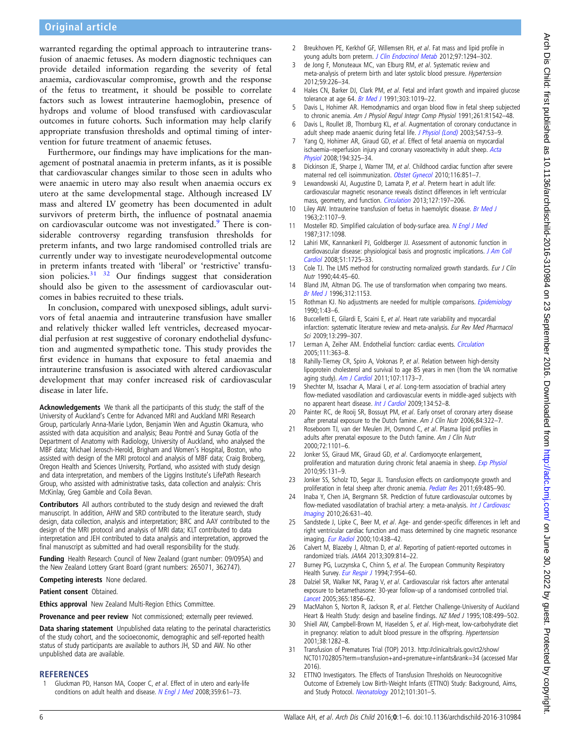warranted regarding the optimal approach to intrauterine transfusion of anaemic fetuses. As modern diagnostic techniques can provide detailed information regarding the severity of fetal anaemia, cardiovascular compromise, growth and the response of the fetus to treatment, it should be possible to correlate factors such as lowest intrauterine haemoglobin, presence of hydrops and volume of blood transfused with cardiovascular outcomes in future cohorts. Such information may help clarify appropriate transfusion thresholds and optimal timing of intervention for future treatment of anaemic fetuses.

Furthermore, our findings may have implications for the management of postnatal anaemia in preterm infants, as it is possible that cardiovascular changes similar to those seen in adults who were anaemic in utero may also result when anaemia occurs ex utero at the same developmental stage. Although increased LV mass and altered LV geometry has been documented in adult survivors of preterm birth, the influence of postnatal anaemia on cardiovascular outcome was not investigated.[9] There is considerable controversy regarding transfusion thresholds for preterm infants, and two large randomised controlled trials are currently under way to investigate neurodevelopmental outcome in preterm infants treated with 'liberal' or 'restrictive' transfusion policies.[31 32] Our findings suggest that consideration should also be given to the assessment of cardiovascular outcomes in babies recruited to these trials.

In conclusion, compared with unexposed siblings, adult survivors of fetal anaemia and intrauterine transfusion have smaller and relatively thicker walled left ventricles, decreased myocardial perfusion at rest suggestive of coronary endothelial dysfunction and augmented sympathetic tone. This study provides the first evidence in humans that exposure to fetal anaemia and intrauterine transfusion is associated with altered cardiovascular development that may confer increased risk of cardiovascular disease in later life.

**Acknowledgements** We thank all the participants of this study; the staff of the University of Auckland's Centre for Advanced MRI and Auckland MRI Research Group, particularly Anna-Marie Lydon, Benjamin Wen and Agustin Okamura, who assisted with data acquisition and analysis; Beau Pontré and Sunay Gotla of the Department of Anatomy with Radiology, University of Auckland, who analysed the MBF data; Michael Jerosch-Herold, Brigham and Women's Hospital, Boston, who assisted with design of the MRI protocol and analysis of MBF data; Craig Broberg, Oregon Health and Sciences University, Portland, who assisted with study design and data interpretation, and members of the Liggins Institute's LifePath Research Group, who assisted with administrative tasks, data collection and analysis: Chris McKinlay, Greg Gamble and Coila Bevan.

**Contributors** All authors contributed to the study design and reviewed the draft manuscript. In addition, AHW and SRD contributed to the literature search, study design, data collection, analysis and interpretation; BRC and AAY contributed to the design of the MRI protocol and analysis of MRI data; KLT contributed to data interpretation and JEH contributed to data analysis and interpretation, approved the final manuscript as submitted and had overall responsibility for the study.

**Funding** Health Research Council of New Zealand (grant number: 09/095A) and the New Zealand Lottery Grant Board (grant numbers: 265071, 362747).

**Competing interests** None declared.

**Patient consent** Obtained.

**Ethics approval** New Zealand Multi-Region Ethics Committee.

**Provenance and peer review** Not commissioned; externally peer reviewed.

**Data sharing statement** Unpublished data relating to the perinatal characteristics of the study cohort, and the socioeconomic, demographic and self-reported health status of study participants are available to authors JH, SD and AW. No other unpublished data are available.

## REFERENCES

1. Gluckman PD, Hanson MA, Cooper C, *et al*. Effect of in utero and early-life conditions on adult health and disease. *N Engl J Med* 2008;359:61–73.
2. Breukhoven PE, Kerkhof GF, Willemsen RH, *et al*. Fat mass and lipid profile in young adults born preterm. *J Clin Endocrinol Metab* 2012;97:1294–302.
3. de Jong F, Monuteaux MC, van Elburg RM, *et al*. Systematic review and meta-analysis of preterm birth and later systolic blood pressure. *Hypertension* 2012;59:226–34.
4. Hales CN, Barker DJ, Clark PM, *et al*. Fetal and infant growth and impaired glucose tolerance at age 64. *Br Med J* 1991;303:1019–22.
5. Davis L, Hohimer AR. Hemodynamics and organ blood flow in fetal sheep subjected to chronic anemia. *Am J Physiol Regul Integr Comp Physiol* 1991;261:R1542–48.
6. Davis L, Roullet JB, Thornburg KL, *et al*. Augmentation of coronary conductance in adult sheep made anaemic during fetal life. *J Physiol (Lond)* 2003;547:53–9.
7. Yang Q, Hohimer AR, Giraud GD, *et al*. Effect of fetal anaemia on myocardial ischaemia–reperfusion injury and coronary vasoreactivity in adult sheep. *Acta Physiol* 2008;194:325–34.
8. Dickinson JE, Sharpe J, Warner TM, *et al*. Childhood cardiac function after severe maternal red cell isoimmunization. *Obstet Gynecol* 2010;116:851–7.
9. Lewandowski AJ, Augustine D, Lamata P, *et al*. Preterm heart in adult life: cardiovascular magnetic resonance reveals distinct differences in left ventricular mass, geometry, and function. *Circulation* 2013;127:197–206.
10. Liley AW. Intrauterine transfusion of foetus in haemolytic disease. *Br Med J* 1963;2:1107–9.
11. Mosteller RD. Simplified calculation of body-surface area. *N Engl J Med* 1987;317:1098.
12. Lahiri MK, Kannankeril PJ, Goldberger JJ. Assessment of autonomic function in cardiovascular disease: physiological basis and prognostic implications. *J Am Coll Cardiol* 2008;51:1725–33.
13. Cole TJ. The LMS method for constructing normalized growth standards. *Eur J Clin Nutr* 1990;44:45–60.
14. Bland JM, Altman DG. The use of transformation when comparing two means. *Br Med J* 1996;312:1153.
15. Rothman KJ. No adjustments are needed for multiple comparisons. *Epidemiology* 1990;1:43–6.
16. Buccelletti E, Gilardi E, Scaini E, *et al*. Heart rate variability and myocardial infarction: systematic literature review and meta-analysis. *Eur Rev Med Pharmacol Sci* 2009;13:299–307.
17. Lerman A, Zeiher AM. Endothelial function: cardiac events. *Circulation* 2005;111:363–8.
18. Rahilly-Tierney CR, Spiro A, Vokonas P, *et al*. Relation between high-density lipoprotein cholesterol and survival to age 85 years in men (from the VA normative aging study). *Am J Cardiol* 2011;107:1173–7.
19. Shechter M, Issachar A, Marai I, *et al*. Long-term association of brachial artery flow-mediated vasodilation and cardiovascular events in middle-aged subjects with no apparent heart disease. *Int J Cardiol* 2009;134:52–8.
20. Painter RC, de Rooij SR, Bossuyt PM, *et al*. Early onset of coronary artery disease after prenatal exposure to the Dutch famine. *Am J Clin Nutr* 2006;84:322–7.
21. Roseboom TJ, van der Meulen JH, Osmond C, *et al*. Plasma lipid profiles in adults after prenatal exposure to the Dutch famine. *Am J Clin Nutr* 2000;72:1101–6.
22. Jonker SS, Giraud MK, Giraud GD, *et al*. Cardiomyocyte enlargement, proliferation and maturation during chronic fetal anaemia in sheep. *Exp Physiol* 2010;95:131–9.
23. Jonker SS, Scholz TD, Segar JL. Transfusion effects on cardiomyocyte growth and proliferation in fetal sheep after chronic anemia. *Pediatr Res* 2011;69:485–90.
24. Inaba Y, Chen JA, Bergmann SR. Prediction of future cardiovascular outcomes by flow-mediated vasodilatation of brachial artery: a meta-analysis. *Int J Cardiovasc Imaging* 2010;26:631–40.
25. Sandstede J, Lipke C, Beer M, *et al*. Age- and gender-specific differences in left and right ventricular cardiac function and mass determined by cine magnetic resonance imaging. *Eur Radiol* 2000;10:438–42.
26. Calvert M, Blazeby J, Altman D, *et al*. Reporting of patient-reported outcomes in randomized trials. *JAMA* 2013;309:814–22.
27. Burney PG, Luczynska C, Chinn S, *et al*. The European Community Respiratory Health Survey. *Eur Respir J* 1994;7:954–60.
28. Dalziel SR, Walker NK, Parag V, *et al*. Cardiovascular risk factors after antenatal exposure to betamethasone: 30-year follow-up of a randomised controlled trial. *Lancet* 2005;365:1856–62.
29. MacMahon S, Norton R, Jackson R, *et al*. Fletcher Challenge-University of Auckland Heart & Health Study: design and baseline findings. *NZ Med J* 1995;108:499–502.
30. Shiell AW, Campbell-Brown M, Haselden S, *et al*. High-meat, low-carbohydrate diet in pregnancy: relation to adult blood pressure in the offspring. *Hypertension* 2001;38:1282–8.
31. Transfusion of Prematures Trial (TOP) 2013. http://clinicaltrials.gov/ct2/show/NCT01702805?term=transfusion+and+premature+infants&rank=34 (accessed Mar 2016).
32. ETTNO Investigators. The Effects of Transfusion Thresholds on Neurocognitive Outcome of Extremely Low Birth-Weight Infants (ETTNO) Study: Background, Aims, and Study Protocol. *Neonatology* 2012;101:301–5.